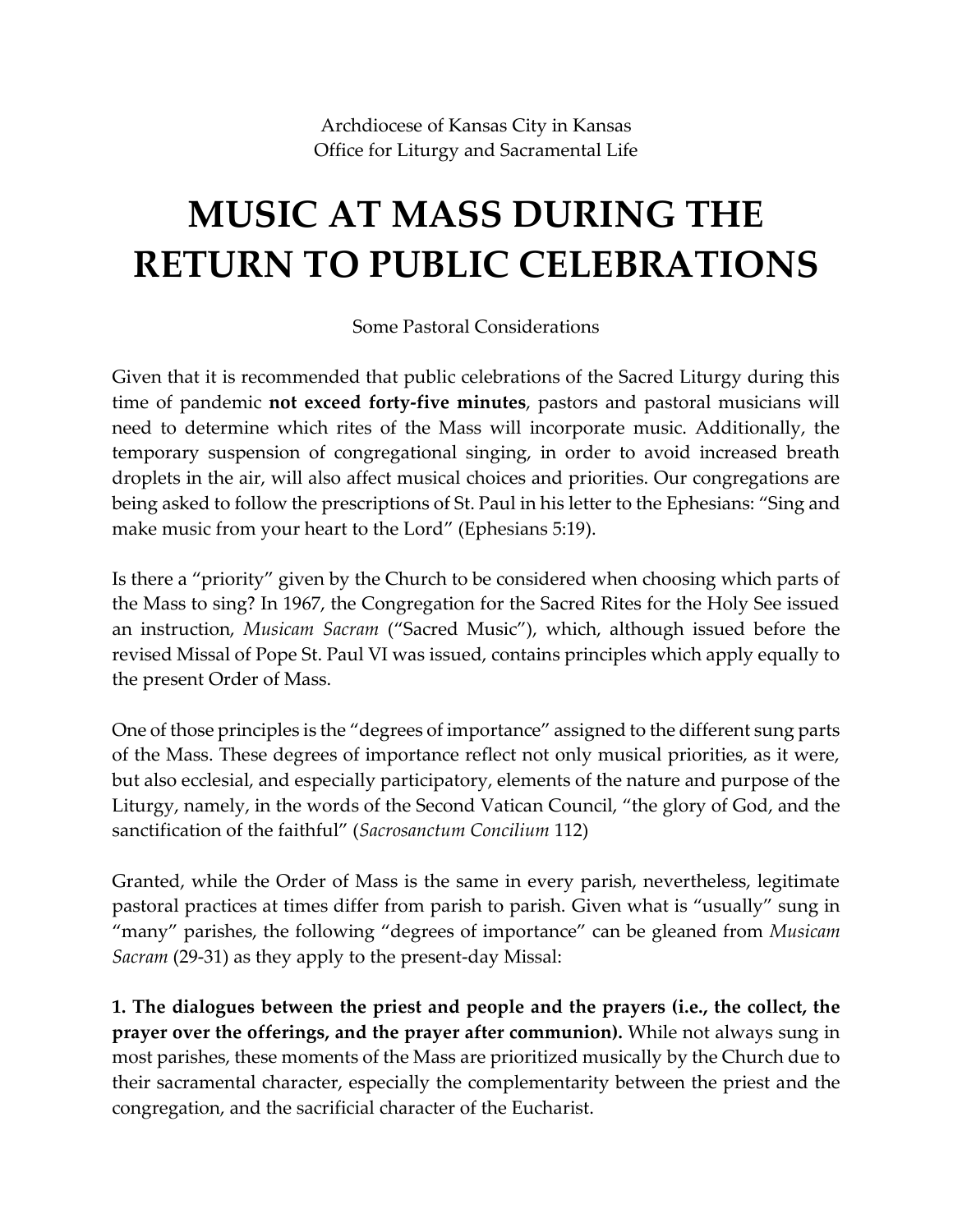Archdiocese of Kansas City in Kansas
Office for Liturgy and Sacramental Life

# MUSIC AT MASS DURING THE RETURN TO PUBLIC CELEBRATIONS

Some Pastoral Considerations

Given that it is recommended that public celebrations of the Sacred Liturgy during this time of pandemic **not exceed forty-five minutes**, pastors and pastoral musicians will need to determine which rites of the Mass will incorporate music. Additionally, the temporary suspension of congregational singing, in order to avoid increased breath droplets in the air, will also affect musical choices and priorities. Our congregations are being asked to follow the prescriptions of St. Paul in his letter to the Ephesians: "Sing and make music from your heart to the Lord" (Ephesians 5:19).

Is there a "priority" given by the Church to be considered when choosing which parts of the Mass to sing? In 1967, the Congregation for the Sacred Rites for the Holy See issued an instruction, *Musicam Sacram* ("Sacred Music"), which, although issued before the revised Missal of Pope St. Paul VI was issued, contains principles which apply equally to the present Order of Mass.

One of those principles is the "degrees of importance" assigned to the different sung parts of the Mass. These degrees of importance reflect not only musical priorities, as it were, but also ecclesial, and especially participatory, elements of the nature and purpose of the Liturgy, namely, in the words of the Second Vatican Council, "the glory of God, and the sanctification of the faithful" (*Sacrosanctum Concilium* 112)

Granted, while the Order of Mass is the same in every parish, nevertheless, legitimate pastoral practices at times differ from parish to parish. Given what is "usually" sung in "many" parishes, the following "degrees of importance" can be gleaned from *Musicam Sacram* (29-31) as they apply to the present-day Missal:

**1. The dialogues between the priest and people and the prayers (i.e., the collect, the prayer over the offerings, and the prayer after communion).** While not always sung in most parishes, these moments of the Mass are prioritized musically by the Church due to their sacramental character, especially the complementarity between the priest and the congregation, and the sacrificial character of the Eucharist.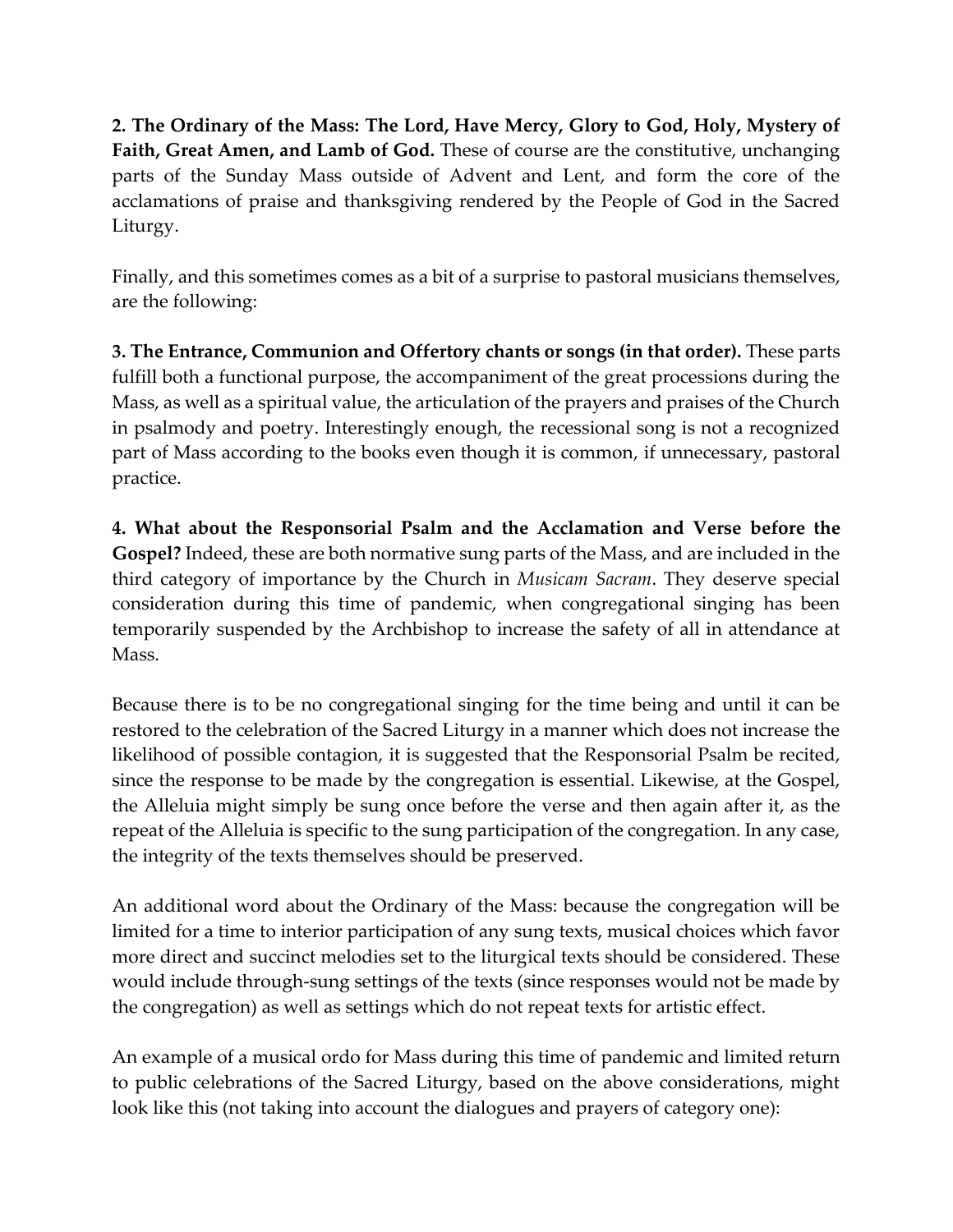**2. The Ordinary of the Mass: The Lord, Have Mercy, Glory to God, Holy, Mystery of Faith, Great Amen, and Lamb of God.** These of course are the constitutive, unchanging parts of the Sunday Mass outside of Advent and Lent, and form the core of the acclamations of praise and thanksgiving rendered by the People of God in the Sacred Liturgy.

Finally, and this sometimes comes as a bit of a surprise to pastoral musicians themselves, are the following:

**3. The Entrance, Communion and Offertory chants or songs (in that order).** These parts fulfill both a functional purpose, the accompaniment of the great processions during the Mass, as well as a spiritual value, the articulation of the prayers and praises of the Church in psalmody and poetry. Interestingly enough, the recessional song is not a recognized part of Mass according to the books even though it is common, if unnecessary, pastoral practice.

**4. What about the Responsorial Psalm and the Acclamation and Verse before the Gospel?** Indeed, these are both normative sung parts of the Mass, and are included in the third category of importance by the Church in *Musicam Sacram*. They deserve special consideration during this time of pandemic, when congregational singing has been temporarily suspended by the Archbishop to increase the safety of all in attendance at Mass.

Because there is to be no congregational singing for the time being and until it can be restored to the celebration of the Sacred Liturgy in a manner which does not increase the likelihood of possible contagion, it is suggested that the Responsorial Psalm be recited, since the response to be made by the congregation is essential. Likewise, at the Gospel, the Alleluia might simply be sung once before the verse and then again after it, as the repeat of the Alleluia is specific to the sung participation of the congregation. In any case, the integrity of the texts themselves should be preserved.

An additional word about the Ordinary of the Mass: because the congregation will be limited for a time to interior participation of any sung texts, musical choices which favor more direct and succinct melodies set to the liturgical texts should be considered. These would include through-sung settings of the texts (since responses would not be made by the congregation) as well as settings which do not repeat texts for artistic effect.

An example of a musical ordo for Mass during this time of pandemic and limited return to public celebrations of the Sacred Liturgy, based on the above considerations, might look like this (not taking into account the dialogues and prayers of category one):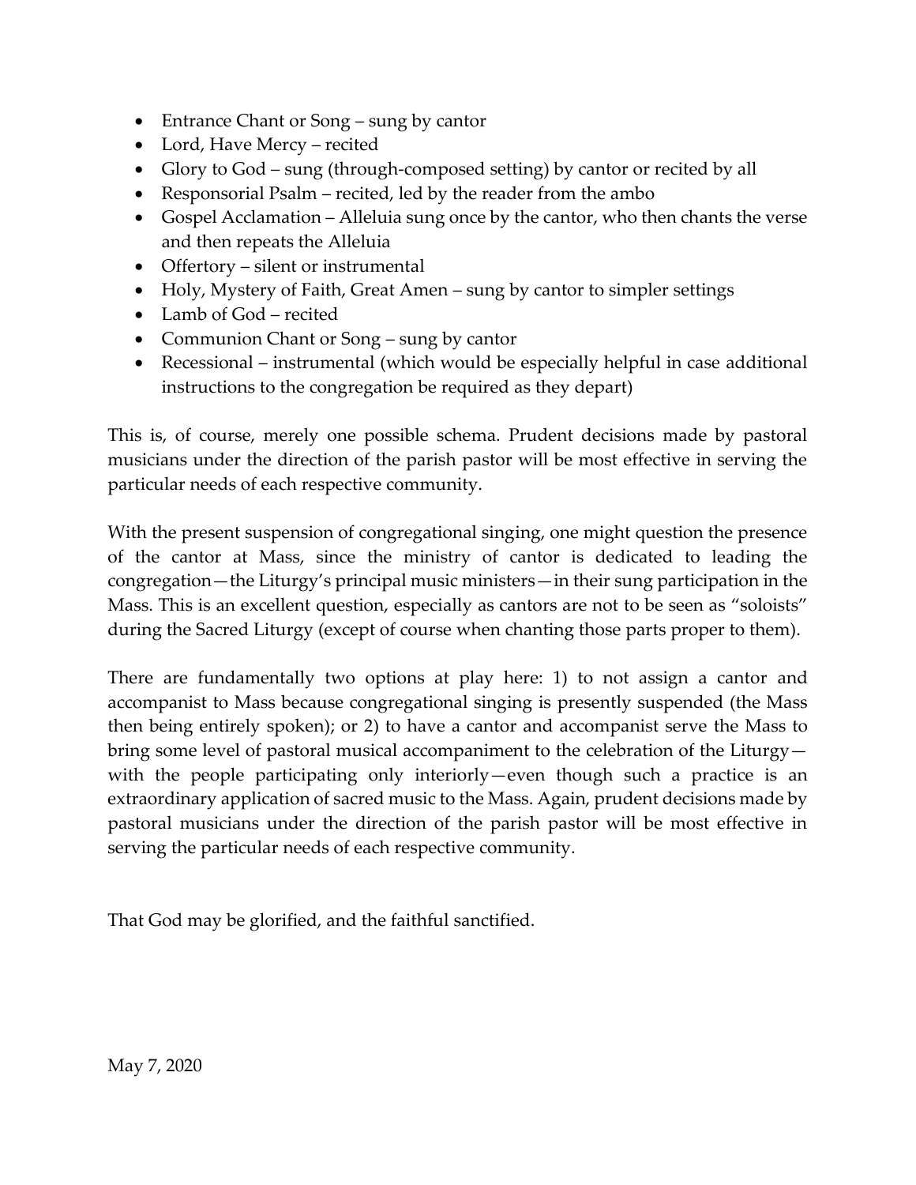- Entrance Chant or Song – sung by cantor
- Lord, Have Mercy – recited
- Glory to God – sung (through-composed setting) by cantor or recited by all
- Responsorial Psalm – recited, led by the reader from the ambo
- Gospel Acclamation – Alleluia sung once by the cantor, who then chants the verse and then repeats the Alleluia
- Offertory – silent or instrumental
- Holy, Mystery of Faith, Great Amen – sung by cantor to simpler settings
- Lamb of God – recited
- Communion Chant or Song – sung by cantor
- Recessional – instrumental (which would be especially helpful in case additional instructions to the congregation be required as they depart)

This is, of course, merely one possible schema. Prudent decisions made by pastoral musicians under the direction of the parish pastor will be most effective in serving the particular needs of each respective community.

With the present suspension of congregational singing, one might question the presence of the cantor at Mass, since the ministry of cantor is dedicated to leading the congregation—the Liturgy's principal music ministers—in their sung participation in the Mass. This is an excellent question, especially as cantors are not to be seen as "soloists" during the Sacred Liturgy (except of course when chanting those parts proper to them).

There are fundamentally two options at play here: 1) to not assign a cantor and accompanist to Mass because congregational singing is presently suspended (the Mass then being entirely spoken); or 2) to have a cantor and accompanist serve the Mass to bring some level of pastoral musical accompaniment to the celebration of the Liturgy—with the people participating only interiorly—even though such a practice is an extraordinary application of sacred music to the Mass. Again, prudent decisions made by pastoral musicians under the direction of the parish pastor will be most effective in serving the particular needs of each respective community.

That God may be glorified, and the faithful sanctified.

May 7, 2020